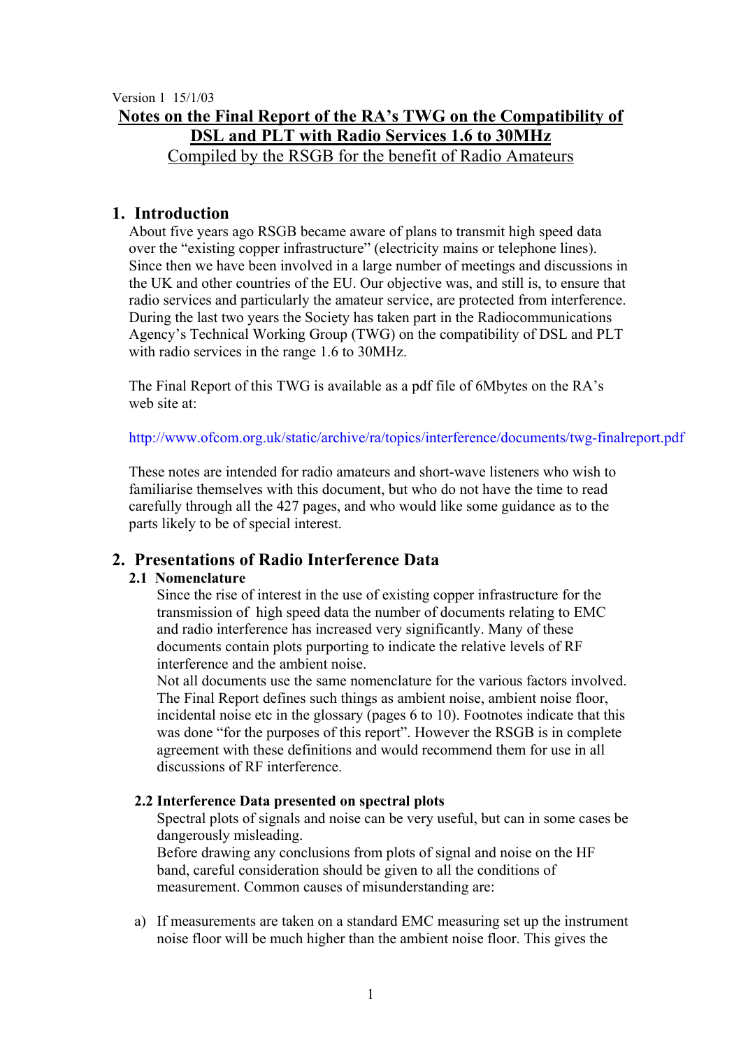Version 1 15/1/03

# Notes on the Final Report of the RA's TWG on the Compatibility of DSL and PLT with Radio Services 1.6 to 30MHz

Compiled by the RSGB for the benefit of Radio Amateurs

## 1. Introduction

About five years ago RSGB became aware of plans to transmit high speed data over the "existing copper infrastructure" (electricity mains or telephone lines). Since then we have been involved in a large number of meetings and discussions in the UK and other countries of the EU. Our objective was, and still is, to ensure that radio services and particularly the amateur service, are protected from interference. During the last two years the Society has taken part in the Radiocommunications Agency's Technical Working Group (TWG) on the compatibility of DSL and PLT with radio services in the range 1.6 to 30MHz.

The Final Report of this TWG is available as a pdf file of 6Mbytes on the RA's web site at:

http://www.ofcom.org.uk/static/archive/ra/topics/interference/documents/twg-finalreport.pdf

These notes are intended for radio amateurs and short-wave listeners who wish to familiarise themselves with this document, but who do not have the time to read carefully through all the 427 pages, and who would like some guidance as to the parts likely to be of special interest.

## 2. Presentations of Radio Interference Data

### 2.1 Nomenclature

Since the rise of interest in the use of existing copper infrastructure for the transmission of high speed data the number of documents relating to EMC and radio interference has increased very significantly. Many of these documents contain plots purporting to indicate the relative levels of RF interference and the ambient noise.

Not all documents use the same nomenclature for the various factors involved. The Final Report defines such things as ambient noise, ambient noise floor, incidental noise etc in the glossary (pages 6 to 10). Footnotes indicate that this was done "for the purposes of this report". However the RSGB is in complete agreement with these definitions and would recommend them for use in all discussions of RF interference.

### 2.2 Interference Data presented on spectral plots

Spectral plots of signals and noise can be very useful, but can in some cases be dangerously misleading.

Before drawing any conclusions from plots of signal and noise on the HF band, careful consideration should be given to all the conditions of measurement. Common causes of misunderstanding are:

a) If measurements are taken on a standard EMC measuring set up the instrument noise floor will be much higher than the ambient noise floor. This gives the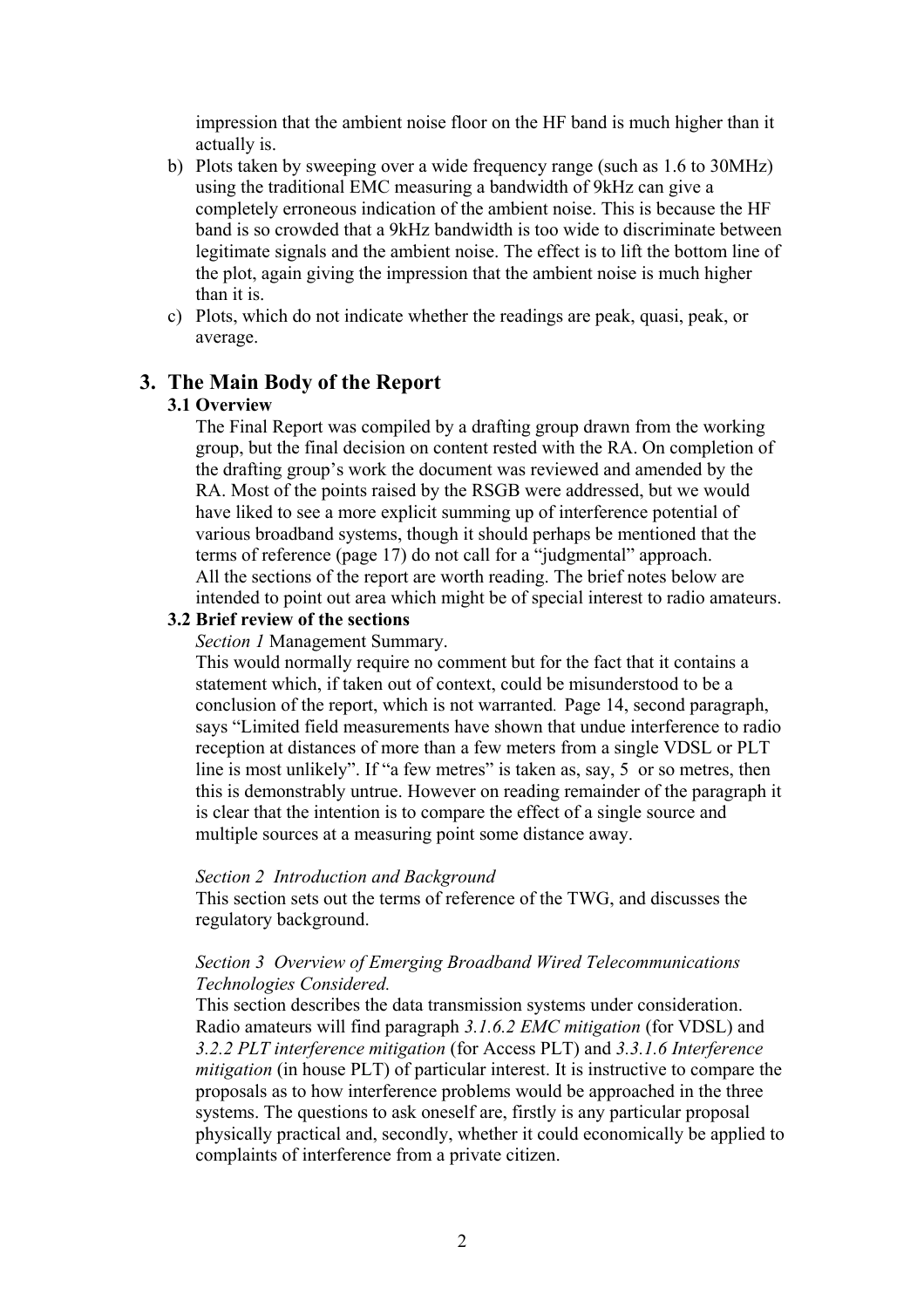impression that the ambient noise floor on the HF band is much higher than it actually is.

b) Plots taken by sweeping over a wide frequency range (such as 1.6 to 30MHz) using the traditional EMC measuring a bandwidth of 9kHz can give a completely erroneous indication of the ambient noise. This is because the HF band is so crowded that a 9kHz bandwidth is too wide to discriminate between legitimate signals and the ambient noise. The effect is to lift the bottom line of the plot, again giving the impression that the ambient noise is much higher than it is.

c) Plots, which do not indicate whether the readings are peak, quasi, peak, or average.

## 3. The Main Body of the Report

### 3.1 Overview

The Final Report was compiled by a drafting group drawn from the working group, but the final decision on content rested with the RA. On completion of the drafting group's work the document was reviewed and amended by the RA. Most of the points raised by the RSGB were addressed, but we would have liked to see a more explicit summing up of interference potential of various broadband systems, though it should perhaps be mentioned that the terms of reference (page 17) do not call for a "judgmental" approach.
All the sections of the report are worth reading. The brief notes below are intended to point out area which might be of special interest to radio amateurs.

### 3.2 Brief review of the sections

*Section 1* Management Summary.

This would normally require no comment but for the fact that it contains a statement which, if taken out of context, could be misunderstood to be a conclusion of the report, which is not warranted*.* Page 14, second paragraph, says "Limited field measurements have shown that undue interference to radio reception at distances of more than a few meters from a single VDSL or PLT line is most unlikely". If "a few metres" is taken as, say, 5 or so metres, then this is demonstrably untrue. However on reading remainder of the paragraph it is clear that the intention is to compare the effect of a single source and multiple sources at a measuring point some distance away.

*Section 2 Introduction and Background*

This section sets out the terms of reference of the TWG, and discusses the regulatory background.

*Section 3 Overview of Emerging Broadband Wired Telecommunications Technologies Considered.*

This section describes the data transmission systems under consideration. Radio amateurs will find paragraph *3.1.6.2 EMC mitigation* (for VDSL) and *3.2.2 PLT interference mitigation* (for Access PLT) and *3.3.1.6 Interference mitigation* (in house PLT) of particular interest. It is instructive to compare the proposals as to how interference problems would be approached in the three systems. The questions to ask oneself are, firstly is any particular proposal physically practical and, secondly, whether it could economically be applied to complaints of interference from a private citizen.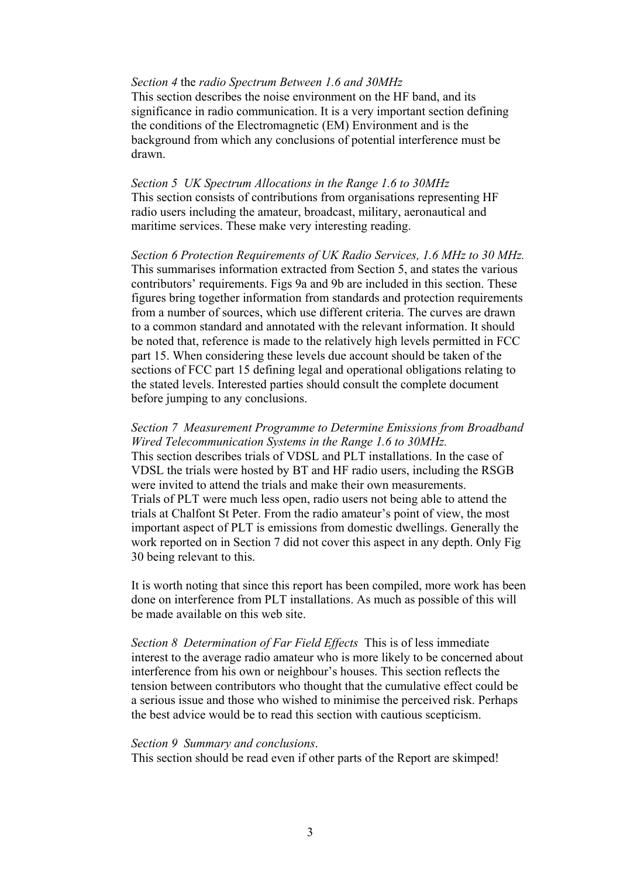*Section 4* the *radio Spectrum Between 1.6 and 30MHz*
This section describes the noise environment on the HF band, and its significance in radio communication. It is a very important section defining the conditions of the Electromagnetic (EM) Environment and is the background from which any conclusions of potential interference must be drawn.

*Section 5  UK Spectrum Allocations in the Range 1.6 to 30MHz*
This section consists of contributions from organisations representing HF radio users including the amateur, broadcast, military, aeronautical and maritime services. These make very interesting reading.

*Section 6 Protection Requirements of UK Radio Services, 1.6 MHz to 30 MHz.*
This summarises information extracted from Section 5, and states the various contributors' requirements. Figs 9a and 9b are included in this section. These figures bring together information from standards and protection requirements from a number of sources, which use different criteria. The curves are drawn to a common standard and annotated with the relevant information. It should be noted that, reference is made to the relatively high levels permitted in FCC part 15. When considering these levels due account should be taken of the sections of FCC part 15 defining legal and operational obligations relating to the stated levels. Interested parties should consult the complete document before jumping to any conclusions.

*Section 7  Measurement Programme to Determine Emissions from Broadband Wired Telecommunication Systems in the Range 1.6 to 30MHz.*
This section describes trials of VDSL and PLT installations. In the case of VDSL the trials were hosted by BT and HF radio users, including the RSGB were invited to attend the trials and make their own measurements.
Trials of PLT were much less open, radio users not being able to attend the trials at Chalfont St Peter. From the radio amateur's point of view, the most important aspect of PLT is emissions from domestic dwellings. Generally the work reported on in Section 7 did not cover this aspect in any depth. Only Fig 30 being relevant to this.

It is worth noting that since this report has been compiled, more work has been done on interference from PLT installations. As much as possible of this will be made available on this web site.

*Section 8  Determination of Far Field Effects*  This is of less immediate interest to the average radio amateur who is more likely to be concerned about interference from his own or neighbour's houses. This section reflects the tension between contributors who thought that the cumulative effect could be a serious issue and those who wished to minimise the perceived risk. Perhaps the best advice would be to read this section with cautious scepticism.

*Section 9  Summary and conclusions*.
This section should be read even if other parts of the Report are skimped!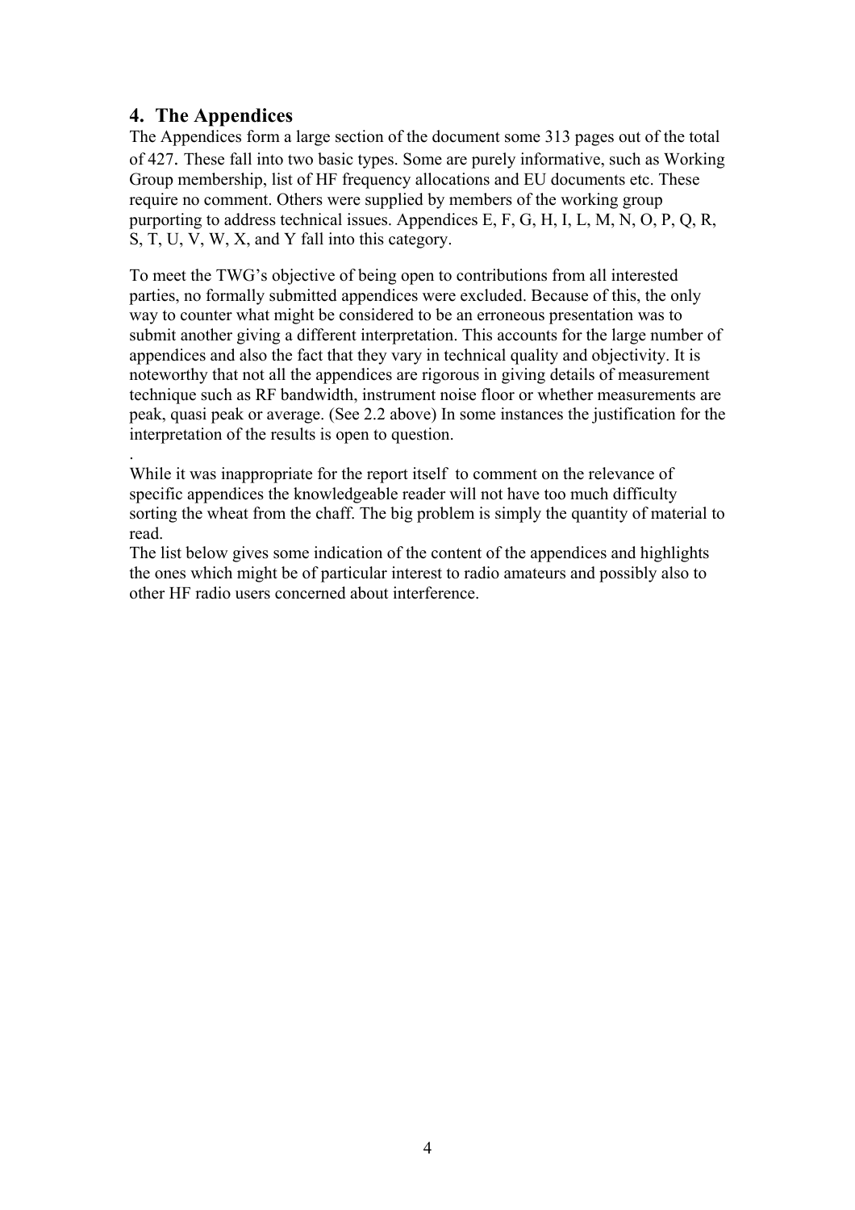## 4. The Appendices

The Appendices form a large section of the document some 313 pages out of the total of 427. These fall into two basic types. Some are purely informative, such as Working Group membership, list of HF frequency allocations and EU documents etc. These require no comment. Others were supplied by members of the working group purporting to address technical issues. Appendices E, F, G, H, I, L, M, N, O, P, Q, R, S, T, U, V, W, X, and Y fall into this category.

To meet the TWG's objective of being open to contributions from all interested parties, no formally submitted appendices were excluded. Because of this, the only way to counter what might be considered to be an erroneous presentation was to submit another giving a different interpretation. This accounts for the large number of appendices and also the fact that they vary in technical quality and objectivity. It is noteworthy that not all the appendices are rigorous in giving details of measurement technique such as RF bandwidth, instrument noise floor or whether measurements are peak, quasi peak or average. (See 2.2 above) In some instances the justification for the interpretation of the results is open to question.

.

While it was inappropriate for the report itself to comment on the relevance of specific appendices the knowledgeable reader will not have too much difficulty sorting the wheat from the chaff. The big problem is simply the quantity of material to read.

The list below gives some indication of the content of the appendices and highlights the ones which might be of particular interest to radio amateurs and possibly also to other HF radio users concerned about interference.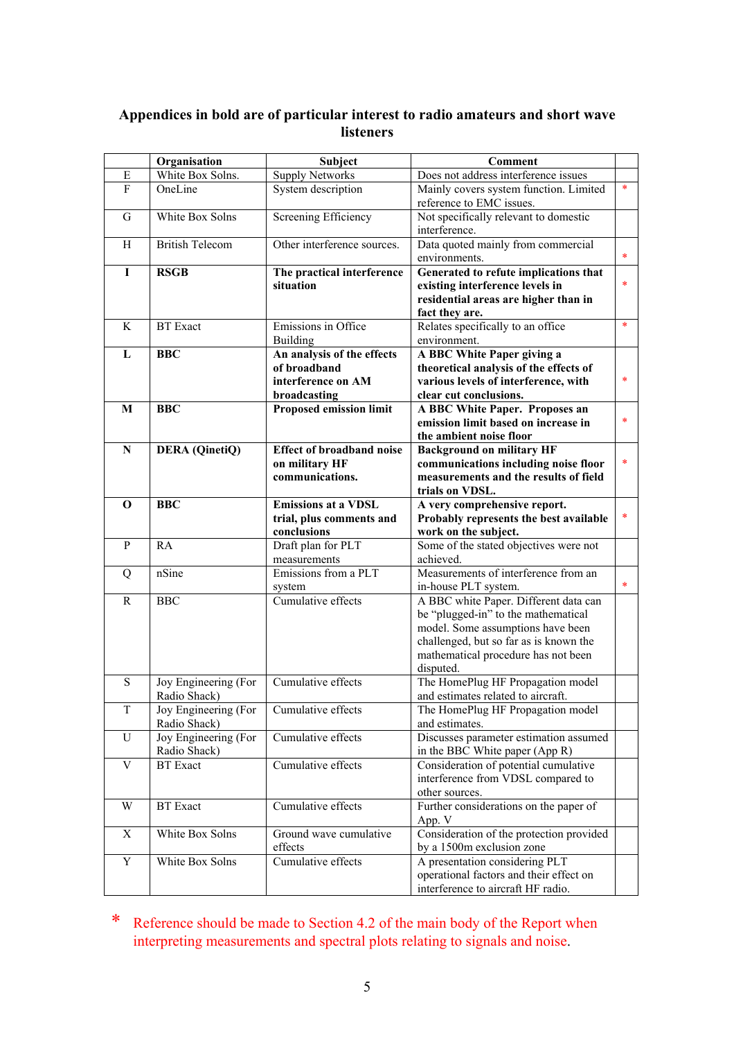### Appendices in bold are of particular interest to radio amateurs and short wave listeners

| | Organisation | Subject | Comment | |
|---|---|---|---|---|
| E | White Box Solns. | Supply Networks | Does not address interference issues | |
| F | OneLine | System description | Mainly covers system function. Limited reference to EMC issues. | * |
| G | White Box Solns | Screening Efficiency | Not specifically relevant to domestic interference. | |
| H | British Telecom | Other interference sources. | Data quoted mainly from commercial environments. | * |
| **I** | **RSGB** | **The practical interference situation** | **Generated to refute implications that existing interference levels in residential areas are higher than in fact they are.** | * |
| K | BT Exact | Emissions in Office Building | Relates specifically to an office environment. | * |
| **L** | **BBC** | **An analysis of the effects of broadband interference on AM broadcasting** | **A BBC White Paper giving a theoretical analysis of the effects of various levels of interference, with clear cut conclusions.** | * |
| **M** | **BBC** | **Proposed emission limit** | **A BBC White Paper. Proposes an emission limit based on increase in the ambient noise floor** | * |
| **N** | **DERA (QinetiQ)** | **Effect of broadband noise on military HF communications.** | **Background on military HF communications including noise floor measurements and the results of field trials on VDSL.** | * |
| **O** | **BBC** | **Emissions at a VDSL trial, plus comments and conclusions** | **A very comprehensive report. Probably represents the best available work on the subject.** | * |
| P | RA | Draft plan for PLT measurements | Some of the stated objectives were not achieved. | |
| Q | nSine | Emissions from a PLT system | Measurements of interference from an in-house PLT system. | * |
| R | BBC | Cumulative effects | A BBC white Paper. Different data can be "plugged-in" to the mathematical model. Some assumptions have been challenged, but so far as is known the mathematical procedure has not been disputed. | |
| S | Joy Engineering (For Radio Shack) | Cumulative effects | The HomePlug HF Propagation model and estimates related to aircraft. | |
| T | Joy Engineering (For Radio Shack) | Cumulative effects | The HomePlug HF Propagation model and estimates. | |
| U | Joy Engineering (For Radio Shack) | Cumulative effects | Discusses parameter estimation assumed in the BBC White paper (App R) | |
| V | BT Exact | Cumulative effects | Consideration of potential cumulative interference from VDSL compared to other sources. | |
| W | BT Exact | Cumulative effects | Further considerations on the paper of App. V | |
| X | White Box Solns | Ground wave cumulative effects | Consideration of the protection provided by a 1500m exclusion zone | |
| Y | White Box Solns | Cumulative effects | A presentation considering PLT operational factors and their effect on interference to aircraft HF radio. | |

\* Reference should be made to Section 4.2 of the main body of the Report when interpreting measurements and spectral plots relating to signals and noise.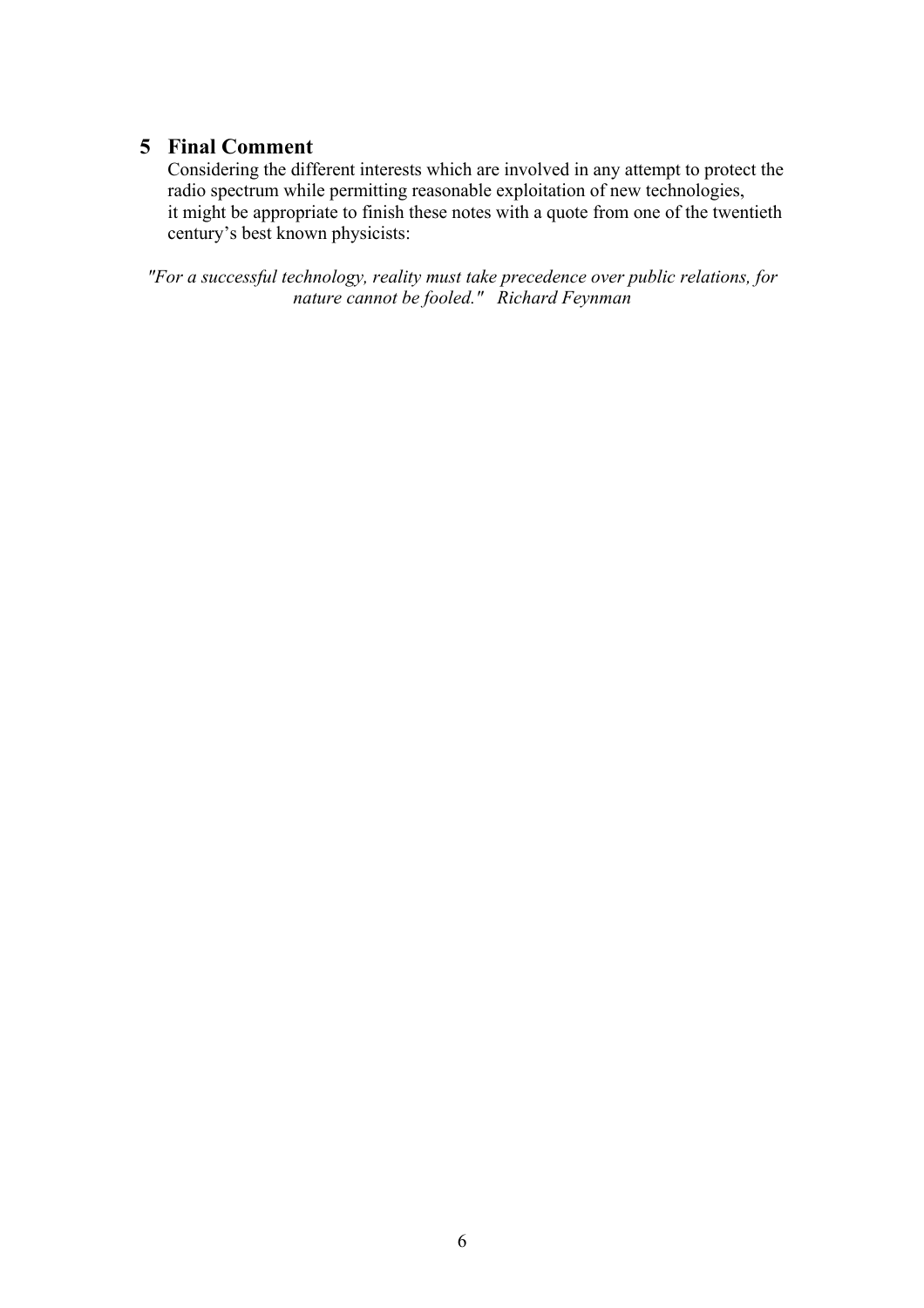## 5 Final Comment

Considering the different interests which are involved in any attempt to protect the radio spectrum while permitting reasonable exploitation of new technologies, it might be appropriate to finish these notes with a quote from one of the twentieth century's best known physicists:

*"For a successful technology, reality must take precedence over public relations, for nature cannot be fooled." Richard Feynman*